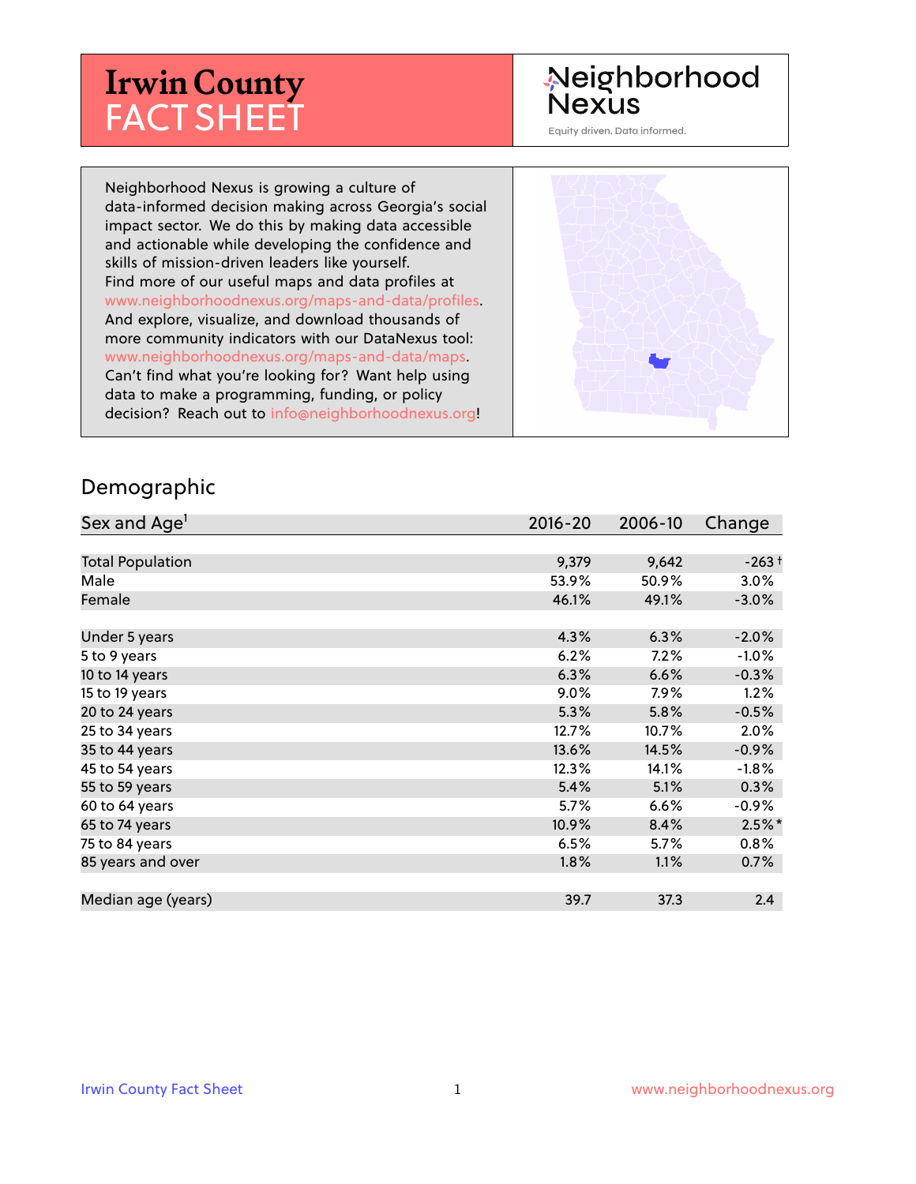# Irwin County FACT SHEET

Neighborhood Nexus

Equity driven. Data informed.

Neighborhood Nexus is growing a culture of data-informed decision making across Georgia's social impact sector. We do this by making data accessible and actionable while developing the confidence and skills of mission-driven leaders like yourself. Find more of our useful maps and data profiles at www.neighborhoodnexus.org/maps-and-data/profiles. And explore, visualize, and download thousands of more community indicators with our DataNexus tool: www.neighborhoodnexus.org/maps-and-data/maps. Can't find what you're looking for? Want help using data to make a programming, funding, or policy decision? Reach out to info@neighborhoodnexus.org!

## Demographic

| Sex and Age[1] | 2016-20 | 2006-10 | Change |
|---|---|---|---|
| Total Population | 9,379 | 9,642 | -263 † |
| Male | 53.9% | 50.9% | 3.0% |
| Female | 46.1% | 49.1% | -3.0% |
| Under 5 years | 4.3% | 6.3% | -2.0% |
| 5 to 9 years | 6.2% | 7.2% | -1.0% |
| 10 to 14 years | 6.3% | 6.6% | -0.3% |
| 15 to 19 years | 9.0% | 7.9% | 1.2% |
| 20 to 24 years | 5.3% | 5.8% | -0.5% |
| 25 to 34 years | 12.7% | 10.7% | 2.0% |
| 35 to 44 years | 13.6% | 14.5% | -0.9% |
| 45 to 54 years | 12.3% | 14.1% | -1.8% |
| 55 to 59 years | 5.4% | 5.1% | 0.3% |
| 60 to 64 years | 5.7% | 6.6% | -0.9% |
| 65 to 74 years | 10.9% | 8.4% | 2.5% * |
| 75 to 84 years | 6.5% | 5.7% | 0.8% |
| 85 years and over | 1.8% | 1.1% | 0.7% |
| Median age (years) | 39.7 | 37.3 | 2.4 |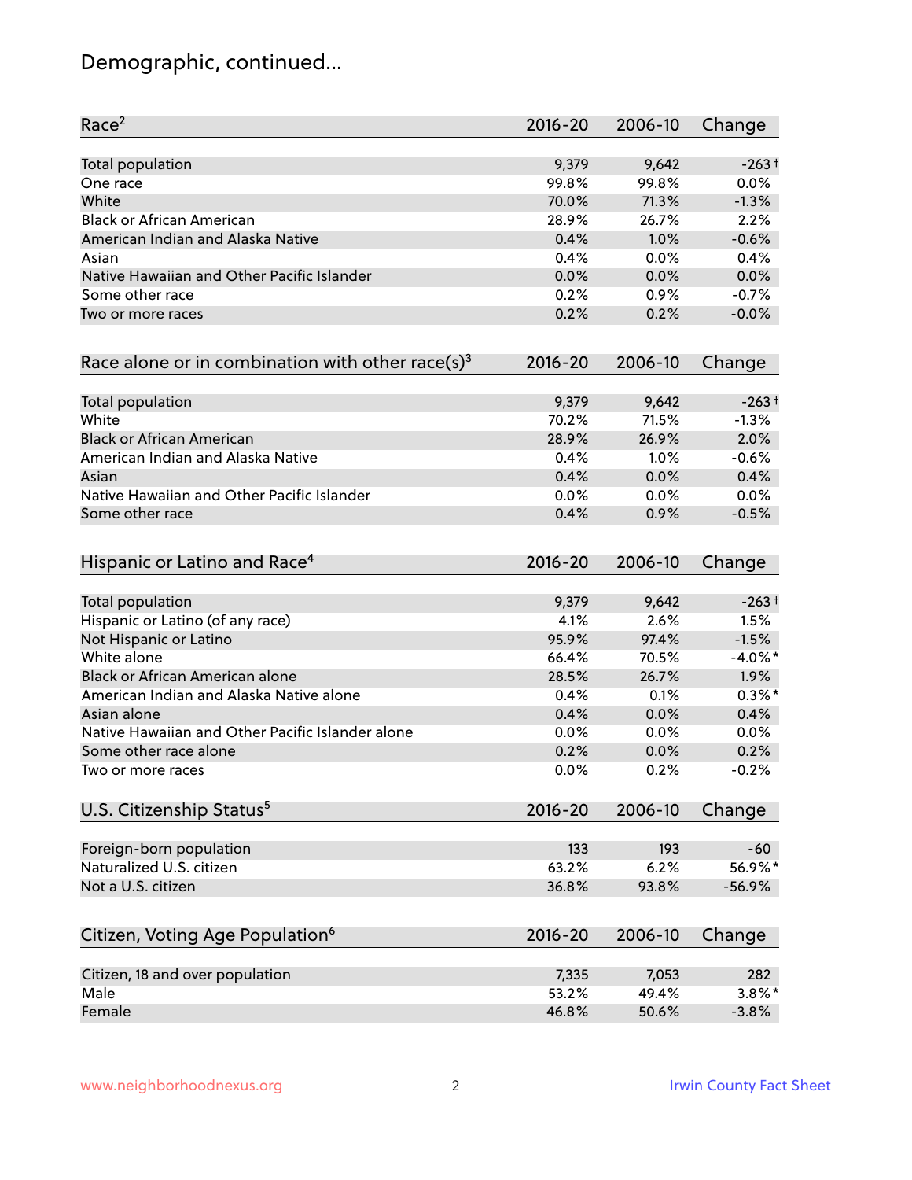## Demographic, continued...

| Race[2] | 2016-20 | 2006-10 | Change |
|---|---|---|---|
| Total population | 9,379 | 9,642 | -263 † |
| One race | 99.8% | 99.8% | 0.0% |
| White | 70.0% | 71.3% | -1.3% |
| Black or African American | 28.9% | 26.7% | 2.2% |
| American Indian and Alaska Native | 0.4% | 1.0% | -0.6% |
| Asian | 0.4% | 0.0% | 0.4% |
| Native Hawaiian and Other Pacific Islander | 0.0% | 0.0% | 0.0% |
| Some other race | 0.2% | 0.9% | -0.7% |
| Two or more races | 0.2% | 0.2% | -0.0% |

| Race alone or in combination with other race(s)[3] | 2016-20 | 2006-10 | Change |
|---|---|---|---|
| Total population | 9,379 | 9,642 | -263 † |
| White | 70.2% | 71.5% | -1.3% |
| Black or African American | 28.9% | 26.9% | 2.0% |
| American Indian and Alaska Native | 0.4% | 1.0% | -0.6% |
| Asian | 0.4% | 0.0% | 0.4% |
| Native Hawaiian and Other Pacific Islander | 0.0% | 0.0% | 0.0% |
| Some other race | 0.4% | 0.9% | -0.5% |

| Hispanic or Latino and Race[4] | 2016-20 | 2006-10 | Change |
|---|---|---|---|
| Total population | 9,379 | 9,642 | -263 † |
| Hispanic or Latino (of any race) | 4.1% | 2.6% | 1.5% |
| Not Hispanic or Latino | 95.9% | 97.4% | -1.5% |
| White alone | 66.4% | 70.5% | -4.0% * |
| Black or African American alone | 28.5% | 26.7% | 1.9% |
| American Indian and Alaska Native alone | 0.4% | 0.1% | 0.3% * |
| Asian alone | 0.4% | 0.0% | 0.4% |
| Native Hawaiian and Other Pacific Islander alone | 0.0% | 0.0% | 0.0% |
| Some other race alone | 0.2% | 0.0% | 0.2% |
| Two or more races | 0.0% | 0.2% | -0.2% |

| U.S. Citizenship Status[5] | 2016-20 | 2006-10 | Change |
|---|---|---|---|
| Foreign-born population | 133 | 193 | -60 |
| Naturalized U.S. citizen | 63.2% | 6.2% | 56.9% * |
| Not a U.S. citizen | 36.8% | 93.8% | -56.9% |

| Citizen, Voting Age Population[6] | 2016-20 | 2006-10 | Change |
|---|---|---|---|
| Citizen, 18 and over population | 7,335 | 7,053 | 282 |
| Male | 53.2% | 49.4% | 3.8% * |
| Female | 46.8% | 50.6% | -3.8% |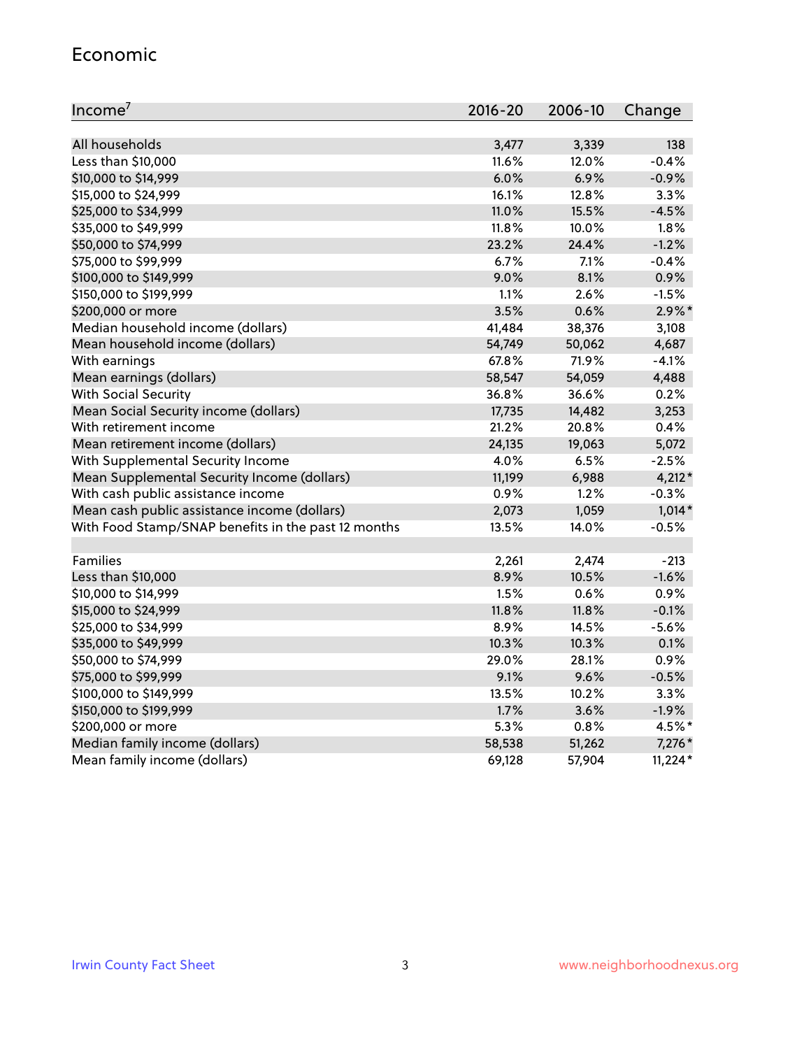## Economic

| Income[7] | 2016-20 | 2006-10 | Change |
|---|---|---|---|
| All households | 3,477 | 3,339 | 138 |
| Less than $10,000 | 11.6% | 12.0% | -0.4% |
| $10,000 to $14,999 | 6.0% | 6.9% | -0.9% |
| $15,000 to $24,999 | 16.1% | 12.8% | 3.3% |
| $25,000 to $34,999 | 11.0% | 15.5% | -4.5% |
| $35,000 to $49,999 | 11.8% | 10.0% | 1.8% |
| $50,000 to $74,999 | 23.2% | 24.4% | -1.2% |
| $75,000 to $99,999 | 6.7% | 7.1% | -0.4% |
| $100,000 to $149,999 | 9.0% | 8.1% | 0.9% |
| $150,000 to $199,999 | 1.1% | 2.6% | -1.5% |
| $200,000 or more | 3.5% | 0.6% | 2.9%* |
| Median household income (dollars) | 41,484 | 38,376 | 3,108 |
| Mean household income (dollars) | 54,749 | 50,062 | 4,687 |
| With earnings | 67.8% | 71.9% | -4.1% |
| Mean earnings (dollars) | 58,547 | 54,059 | 4,488 |
| With Social Security | 36.8% | 36.6% | 0.2% |
| Mean Social Security income (dollars) | 17,735 | 14,482 | 3,253 |
| With retirement income | 21.2% | 20.8% | 0.4% |
| Mean retirement income (dollars) | 24,135 | 19,063 | 5,072 |
| With Supplemental Security Income | 4.0% | 6.5% | -2.5% |
| Mean Supplemental Security Income (dollars) | 11,199 | 6,988 | 4,212* |
| With cash public assistance income | 0.9% | 1.2% | -0.3% |
| Mean cash public assistance income (dollars) | 2,073 | 1,059 | 1,014* |
| With Food Stamp/SNAP benefits in the past 12 months | 13.5% | 14.0% | -0.5% |
| | | | |
| Families | 2,261 | 2,474 | -213 |
| Less than $10,000 | 8.9% | 10.5% | -1.6% |
| $10,000 to $14,999 | 1.5% | 0.6% | 0.9% |
| $15,000 to $24,999 | 11.8% | 11.8% | -0.1% |
| $25,000 to $34,999 | 8.9% | 14.5% | -5.6% |
| $35,000 to $49,999 | 10.3% | 10.3% | 0.1% |
| $50,000 to $74,999 | 29.0% | 28.1% | 0.9% |
| $75,000 to $99,999 | 9.1% | 9.6% | -0.5% |
| $100,000 to $149,999 | 13.5% | 10.2% | 3.3% |
| $150,000 to $199,999 | 1.7% | 3.6% | -1.9% |
| $200,000 or more | 5.3% | 0.8% | 4.5%* |
| Median family income (dollars) | 58,538 | 51,262 | 7,276* |
| Mean family income (dollars) | 69,128 | 57,904 | 11,224* |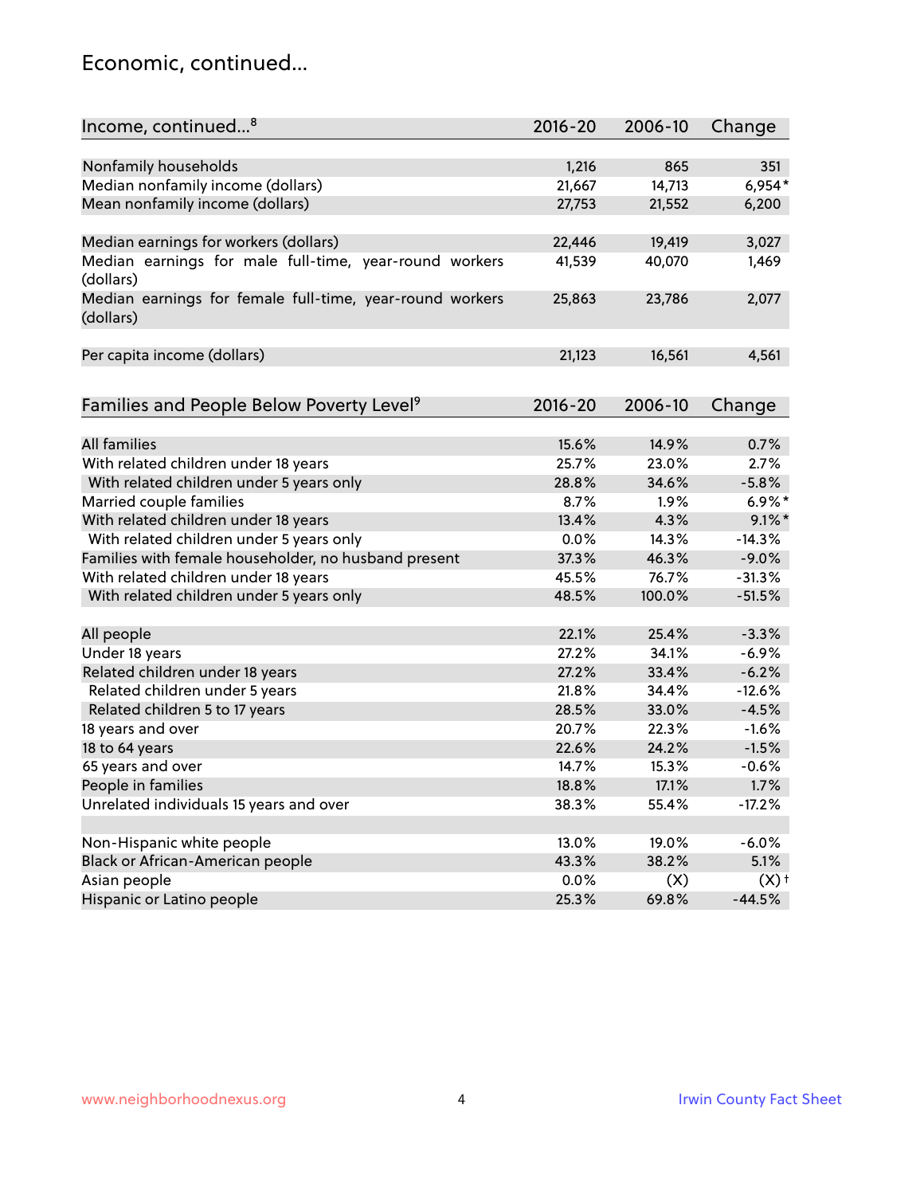## Economic, continued...

| Income, continued...[8] | 2016-20 | 2006-10 | Change |
|---|---|---|---|
| Nonfamily households | 1,216 | 865 | 351 |
| Median nonfamily income (dollars) | 21,667 | 14,713 | 6,954* |
| Mean nonfamily income (dollars) | 27,753 | 21,552 | 6,200 |
| Median earnings for workers (dollars) | 22,446 | 19,419 | 3,027 |
| Median earnings for male full-time, year-round workers (dollars) | 41,539 | 40,070 | 1,469 |
| Median earnings for female full-time, year-round workers (dollars) | 25,863 | 23,786 | 2,077 |
| Per capita income (dollars) | 21,123 | 16,561 | 4,561 |

| Families and People Below Poverty Level[9] | 2016-20 | 2006-10 | Change |
|---|---|---|---|
| All families | 15.6% | 14.9% | 0.7% |
| With related children under 18 years | 25.7% | 23.0% | 2.7% |
| With related children under 5 years only | 28.8% | 34.6% | -5.8% |
| Married couple families | 8.7% | 1.9% | 6.9%* |
| With related children under 18 years | 13.4% | 4.3% | 9.1%* |
| With related children under 5 years only | 0.0% | 14.3% | -14.3% |
| Families with female householder, no husband present | 37.3% | 46.3% | -9.0% |
| With related children under 18 years | 45.5% | 76.7% | -31.3% |
| With related children under 5 years only | 48.5% | 100.0% | -51.5% |
| All people | 22.1% | 25.4% | -3.3% |
| Under 18 years | 27.2% | 34.1% | -6.9% |
| Related children under 18 years | 27.2% | 33.4% | -6.2% |
| Related children under 5 years | 21.8% | 34.4% | -12.6% |
| Related children 5 to 17 years | 28.5% | 33.0% | -4.5% |
| 18 years and over | 20.7% | 22.3% | -1.6% |
| 18 to 64 years | 22.6% | 24.2% | -1.5% |
| 65 years and over | 14.7% | 15.3% | -0.6% |
| People in families | 18.8% | 17.1% | 1.7% |
| Unrelated individuals 15 years and over | 38.3% | 55.4% | -17.2% |
| Non-Hispanic white people | 13.0% | 19.0% | -6.0% |
| Black or African-American people | 43.3% | 38.2% | 5.1% |
| Asian people | 0.0% | (X) | (X)† |
| Hispanic or Latino people | 25.3% | 69.8% | -44.5% |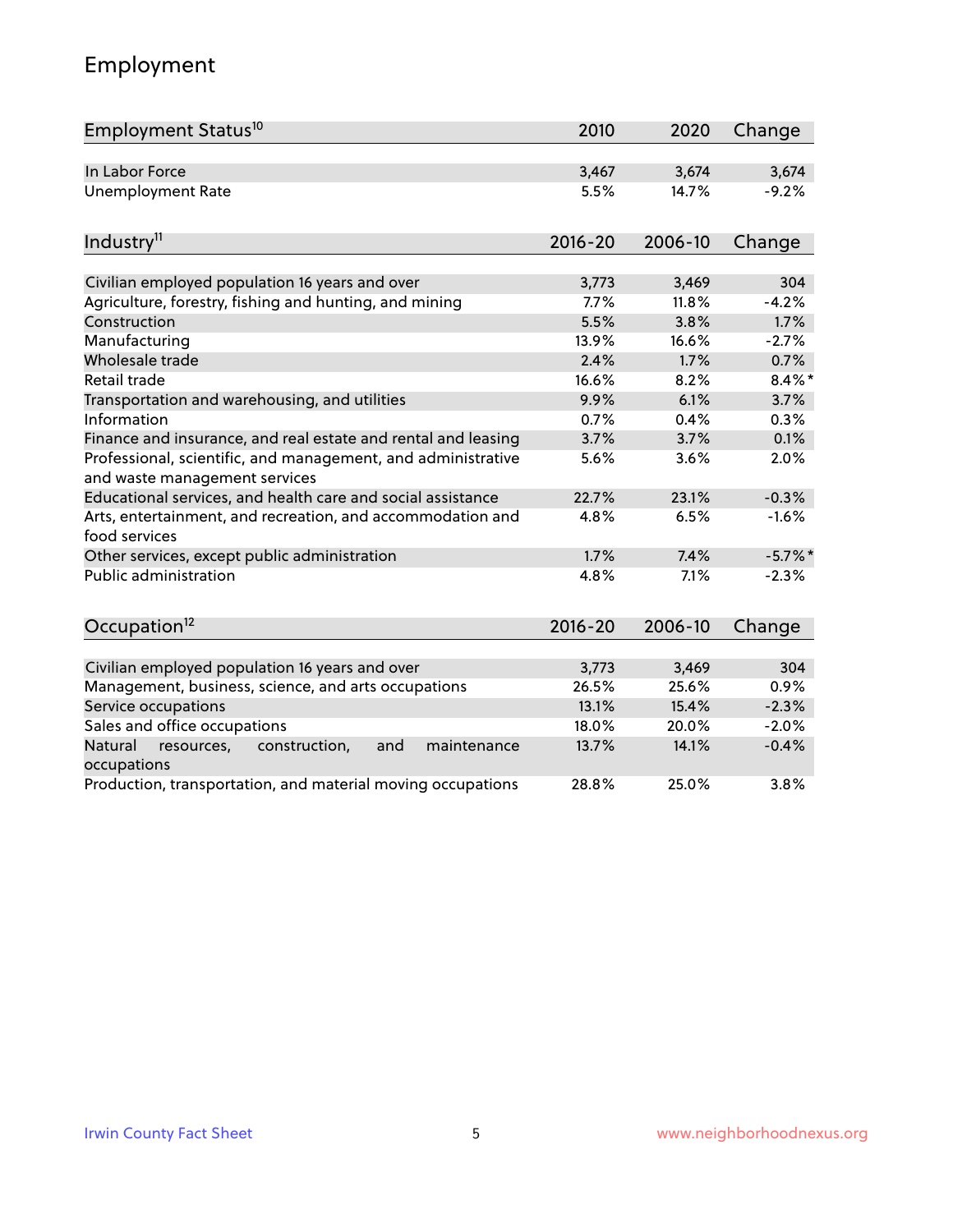## Employment

| Employment Status[10] | 2010 | 2020 | Change |
|---|---|---|---|
| In Labor Force | 3,467 | 3,674 | 3,674 |
| Unemployment Rate | 5.5% | 14.7% | -9.2% |

| Industry[11] | 2016-20 | 2006-10 | Change |
|---|---|---|---|
| Civilian employed population 16 years and over | 3,773 | 3,469 | 304 |
| Agriculture, forestry, fishing and hunting, and mining | 7.7% | 11.8% | -4.2% |
| Construction | 5.5% | 3.8% | 1.7% |
| Manufacturing | 13.9% | 16.6% | -2.7% |
| Wholesale trade | 2.4% | 1.7% | 0.7% |
| Retail trade | 16.6% | 8.2% | 8.4%* |
| Transportation and warehousing, and utilities | 9.9% | 6.1% | 3.7% |
| Information | 0.7% | 0.4% | 0.3% |
| Finance and insurance, and real estate and rental and leasing | 3.7% | 3.7% | 0.1% |
| Professional, scientific, and management, and administrative and waste management services | 5.6% | 3.6% | 2.0% |
| Educational services, and health care and social assistance | 22.7% | 23.1% | -0.3% |
| Arts, entertainment, and recreation, and accommodation and food services | 4.8% | 6.5% | -1.6% |
| Other services, except public administration | 1.7% | 7.4% | -5.7%* |
| Public administration | 4.8% | 7.1% | -2.3% |

| Occupation[12] | 2016-20 | 2006-10 | Change |
|---|---|---|---|
| Civilian employed population 16 years and over | 3,773 | 3,469 | 304 |
| Management, business, science, and arts occupations | 26.5% | 25.6% | 0.9% |
| Service occupations | 13.1% | 15.4% | -2.3% |
| Sales and office occupations | 18.0% | 20.0% | -2.0% |
| Natural resources, construction, and maintenance occupations | 13.7% | 14.1% | -0.4% |
| Production, transportation, and material moving occupations | 28.8% | 25.0% | 3.8% |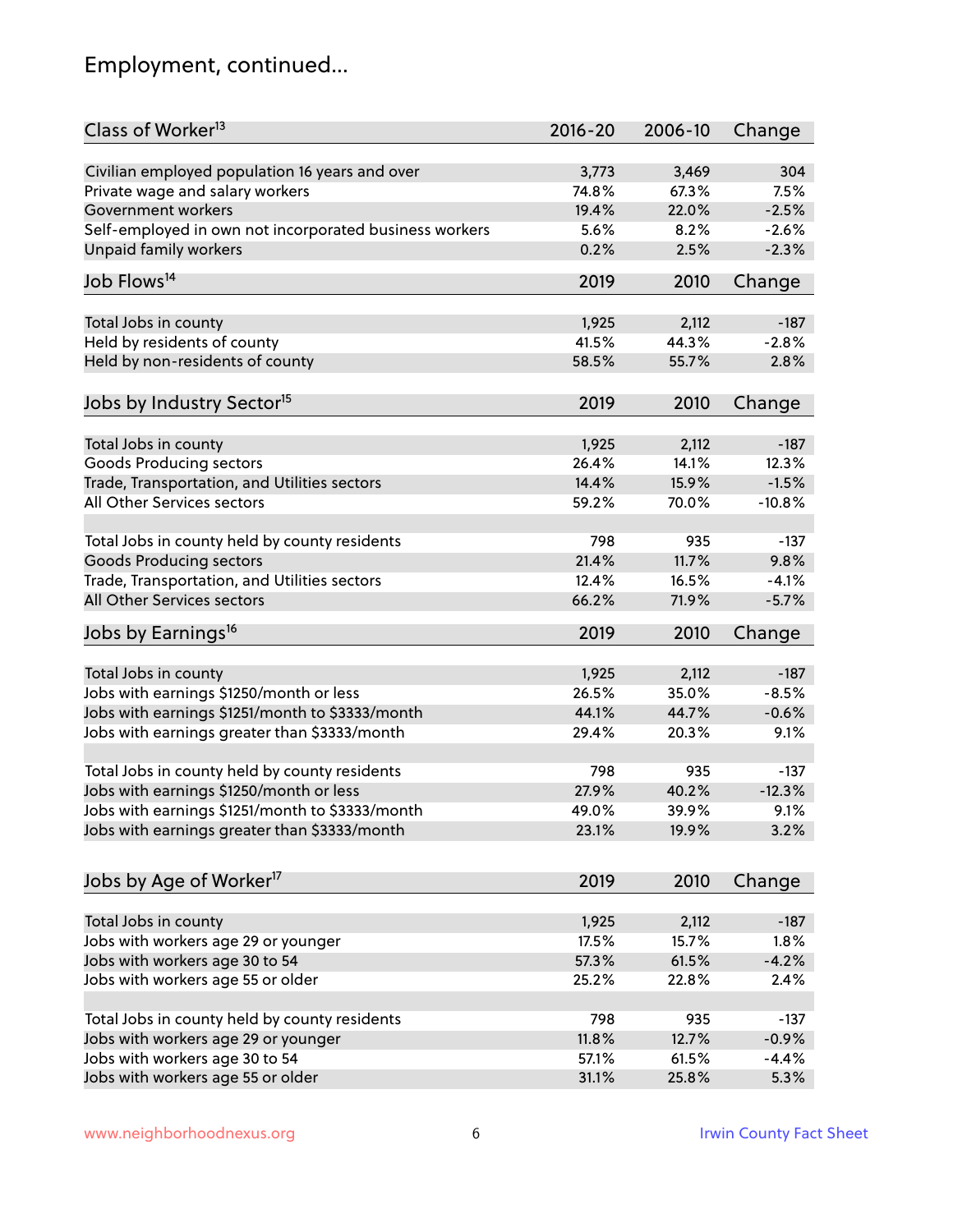## Employment, continued...

| Class of Worker[13] | 2016-20 | 2006-10 | Change |
|---|---|---|---|
| Civilian employed population 16 years and over | 3,773 | 3,469 | 304 |
| Private wage and salary workers | 74.8% | 67.3% | 7.5% |
| Government workers | 19.4% | 22.0% | -2.5% |
| Self-employed in own not incorporated business workers | 5.6% | 8.2% | -2.6% |
| Unpaid family workers | 0.2% | 2.5% | -2.3% |

| Job Flows[14] | 2019 | 2010 | Change |
|---|---|---|---|
| Total Jobs in county | 1,925 | 2,112 | -187 |
| Held by residents of county | 41.5% | 44.3% | -2.8% |
| Held by non-residents of county | 58.5% | 55.7% | 2.8% |

| Jobs by Industry Sector[15] | 2019 | 2010 | Change |
|---|---|---|---|
| Total Jobs in county | 1,925 | 2,112 | -187 |
| Goods Producing sectors | 26.4% | 14.1% | 12.3% |
| Trade, Transportation, and Utilities sectors | 14.4% | 15.9% | -1.5% |
| All Other Services sectors | 59.2% | 70.0% | -10.8% |
| | | | |
| Total Jobs in county held by county residents | 798 | 935 | -137 |
| Goods Producing sectors | 21.4% | 11.7% | 9.8% |
| Trade, Transportation, and Utilities sectors | 12.4% | 16.5% | -4.1% |
| All Other Services sectors | 66.2% | 71.9% | -5.7% |

| Jobs by Earnings[16] | 2019 | 2010 | Change |
|---|---|---|---|
| Total Jobs in county | 1,925 | 2,112 | -187 |
| Jobs with earnings $1250/month or less | 26.5% | 35.0% | -8.5% |
| Jobs with earnings $1251/month to $3333/month | 44.1% | 44.7% | -0.6% |
| Jobs with earnings greater than $3333/month | 29.4% | 20.3% | 9.1% |
| | | | |
| Total Jobs in county held by county residents | 798 | 935 | -137 |
| Jobs with earnings $1250/month or less | 27.9% | 40.2% | -12.3% |
| Jobs with earnings $1251/month to $3333/month | 49.0% | 39.9% | 9.1% |
| Jobs with earnings greater than $3333/month | 23.1% | 19.9% | 3.2% |

| Jobs by Age of Worker[17] | 2019 | 2010 | Change |
|---|---|---|---|
| Total Jobs in county | 1,925 | 2,112 | -187 |
| Jobs with workers age 29 or younger | 17.5% | 15.7% | 1.8% |
| Jobs with workers age 30 to 54 | 57.3% | 61.5% | -4.2% |
| Jobs with workers age 55 or older | 25.2% | 22.8% | 2.4% |
| | | | |
| Total Jobs in county held by county residents | 798 | 935 | -137 |
| Jobs with workers age 29 or younger | 11.8% | 12.7% | -0.9% |
| Jobs with workers age 30 to 54 | 57.1% | 61.5% | -4.4% |
| Jobs with workers age 55 or older | 31.1% | 25.8% | 5.3% |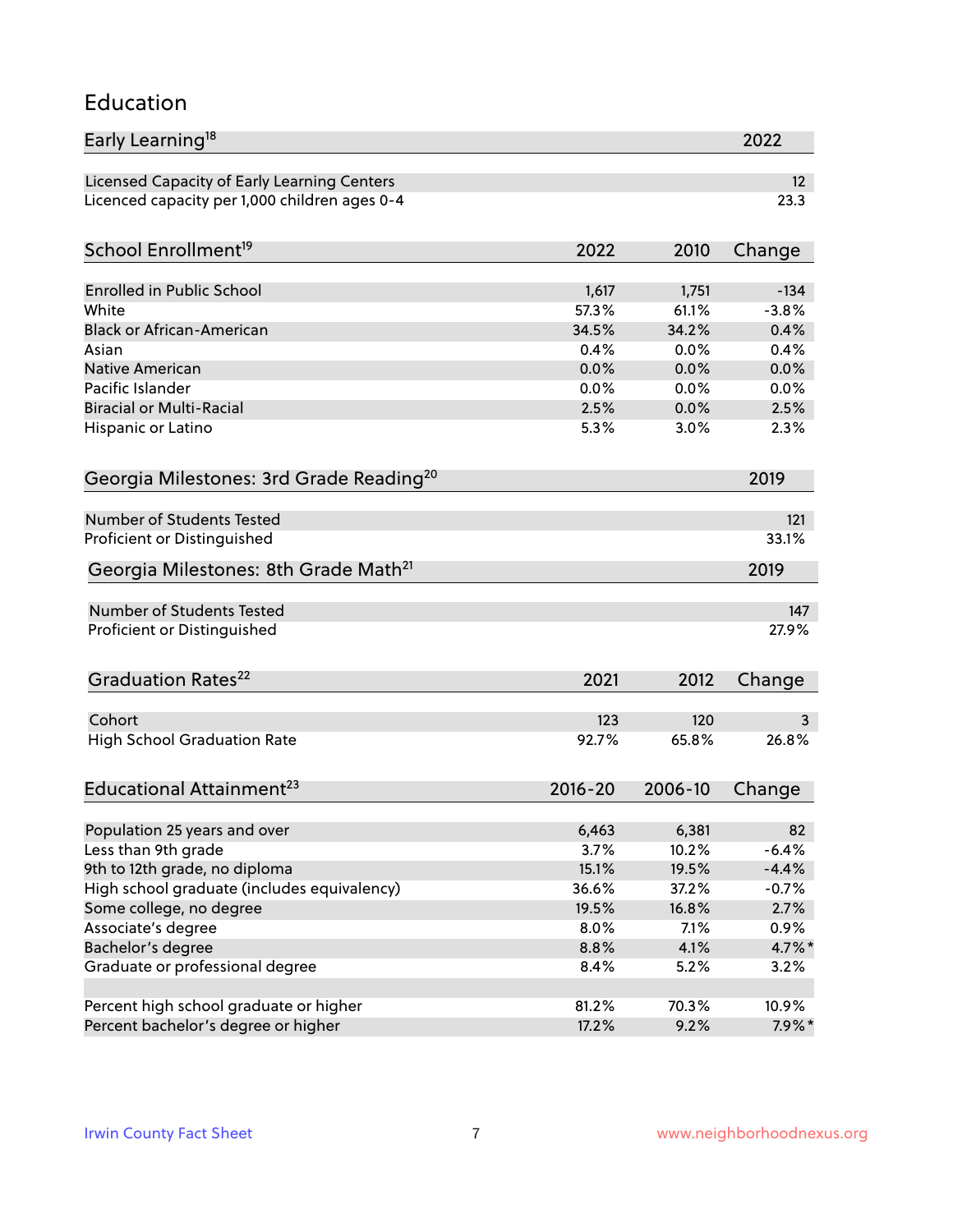## Education

| Early Learning[18] | 2022 |
|---|---|
| Licensed Capacity of Early Learning Centers | 12 |
| Licenced capacity per 1,000 children ages 0-4 | 23.3 |

| School Enrollment[19] | 2022 | 2010 | Change |
|---|---|---|---|
| Enrolled in Public School | 1,617 | 1,751 | -134 |
| White | 57.3% | 61.1% | -3.8% |
| Black or African-American | 34.5% | 34.2% | 0.4% |
| Asian | 0.4% | 0.0% | 0.4% |
| Native American | 0.0% | 0.0% | 0.0% |
| Pacific Islander | 0.0% | 0.0% | 0.0% |
| Biracial or Multi-Racial | 2.5% | 0.0% | 2.5% |
| Hispanic or Latino | 5.3% | 3.0% | 2.3% |

| Georgia Milestones: 3rd Grade Reading[20] | 2019 |
|---|---|
| Number of Students Tested | 121 |
| Proficient or Distinguished | 33.1% |

| Georgia Milestones: 8th Grade Math[21] | 2019 |
|---|---|
| Number of Students Tested | 147 |
| Proficient or Distinguished | 27.9% |

| Graduation Rates[22] | 2021 | 2012 | Change |
|---|---|---|---|
| Cohort | 123 | 120 | 3 |
| High School Graduation Rate | 92.7% | 65.8% | 26.8% |

| Educational Attainment[23] | 2016-20 | 2006-10 | Change |
|---|---|---|---|
| Population 25 years and over | 6,463 | 6,381 | 82 |
| Less than 9th grade | 3.7% | 10.2% | -6.4% |
| 9th to 12th grade, no diploma | 15.1% | 19.5% | -4.4% |
| High school graduate (includes equivalency) | 36.6% | 37.2% | -0.7% |
| Some college, no degree | 19.5% | 16.8% | 2.7% |
| Associate's degree | 8.0% | 7.1% | 0.9% |
| Bachelor's degree | 8.8% | 4.1% | 4.7%* |
| Graduate or professional degree | 8.4% | 5.2% | 3.2% |
| | | | |
| Percent high school graduate or higher | 81.2% | 70.3% | 10.9% |
| Percent bachelor's degree or higher | 17.2% | 9.2% | 7.9%* |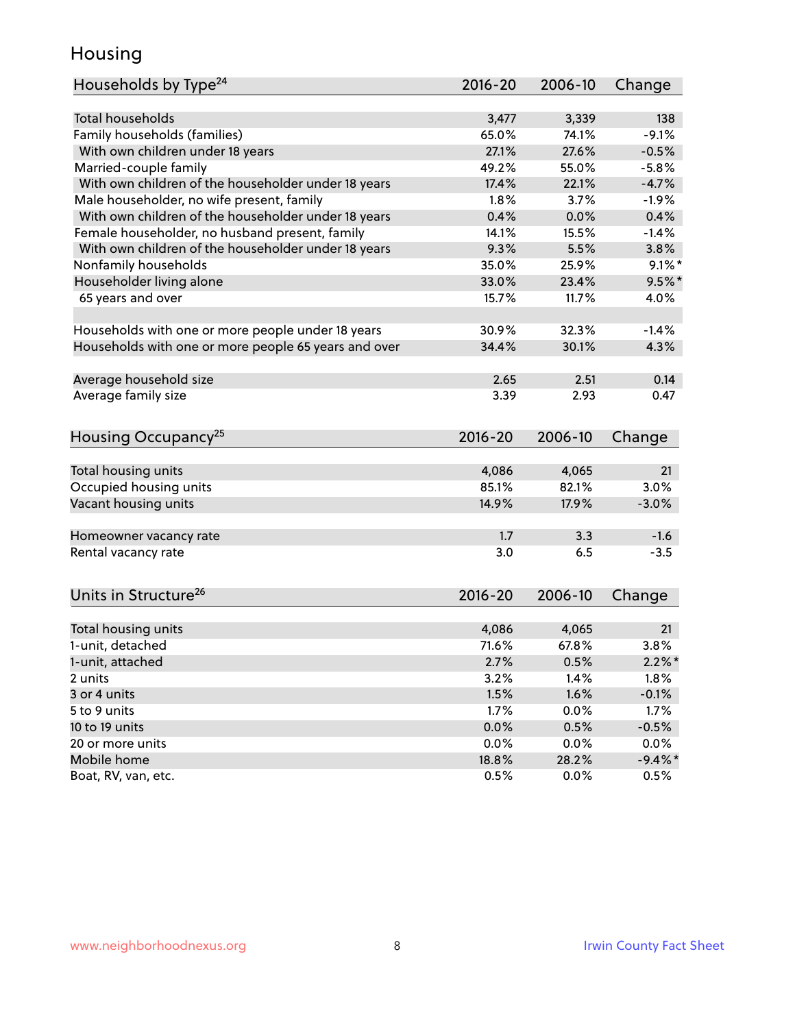## Housing

| Households by Type[24] | 2016-20 | 2006-10 | Change |
|---|---|---|---|
| Total households | 3,477 | 3,339 | 138 |
| Family households (families) | 65.0% | 74.1% | -9.1% |
| With own children under 18 years | 27.1% | 27.6% | -0.5% |
| Married-couple family | 49.2% | 55.0% | -5.8% |
| With own children of the householder under 18 years | 17.4% | 22.1% | -4.7% |
| Male householder, no wife present, family | 1.8% | 3.7% | -1.9% |
| With own children of the householder under 18 years | 0.4% | 0.0% | 0.4% |
| Female householder, no husband present, family | 14.1% | 15.5% | -1.4% |
| With own children of the householder under 18 years | 9.3% | 5.5% | 3.8% |
| Nonfamily households | 35.0% | 25.9% | 9.1%* |
| Householder living alone | 33.0% | 23.4% | 9.5%* |
| 65 years and over | 15.7% | 11.7% | 4.0% |
| | | | |
| Households with one or more people under 18 years | 30.9% | 32.3% | -1.4% |
| Households with one or more people 65 years and over | 34.4% | 30.1% | 4.3% |
| | | | |
| Average household size | 2.65 | 2.51 | 0.14 |
| Average family size | 3.39 | 2.93 | 0.47 |

| Housing Occupancy[25] | 2016-20 | 2006-10 | Change |
|---|---|---|---|
| Total housing units | 4,086 | 4,065 | 21 |
| Occupied housing units | 85.1% | 82.1% | 3.0% |
| Vacant housing units | 14.9% | 17.9% | -3.0% |
| | | | |
| Homeowner vacancy rate | 1.7 | 3.3 | -1.6 |
| Rental vacancy rate | 3.0 | 6.5 | -3.5 |

| Units in Structure[26] | 2016-20 | 2006-10 | Change |
|---|---|---|---|
| Total housing units | 4,086 | 4,065 | 21 |
| 1-unit, detached | 71.6% | 67.8% | 3.8% |
| 1-unit, attached | 2.7% | 0.5% | 2.2%* |
| 2 units | 3.2% | 1.4% | 1.8% |
| 3 or 4 units | 1.5% | 1.6% | -0.1% |
| 5 to 9 units | 1.7% | 0.0% | 1.7% |
| 10 to 19 units | 0.0% | 0.5% | -0.5% |
| 20 or more units | 0.0% | 0.0% | 0.0% |
| Mobile home | 18.8% | 28.2% | -9.4%* |
| Boat, RV, van, etc. | 0.5% | 0.0% | 0.5% |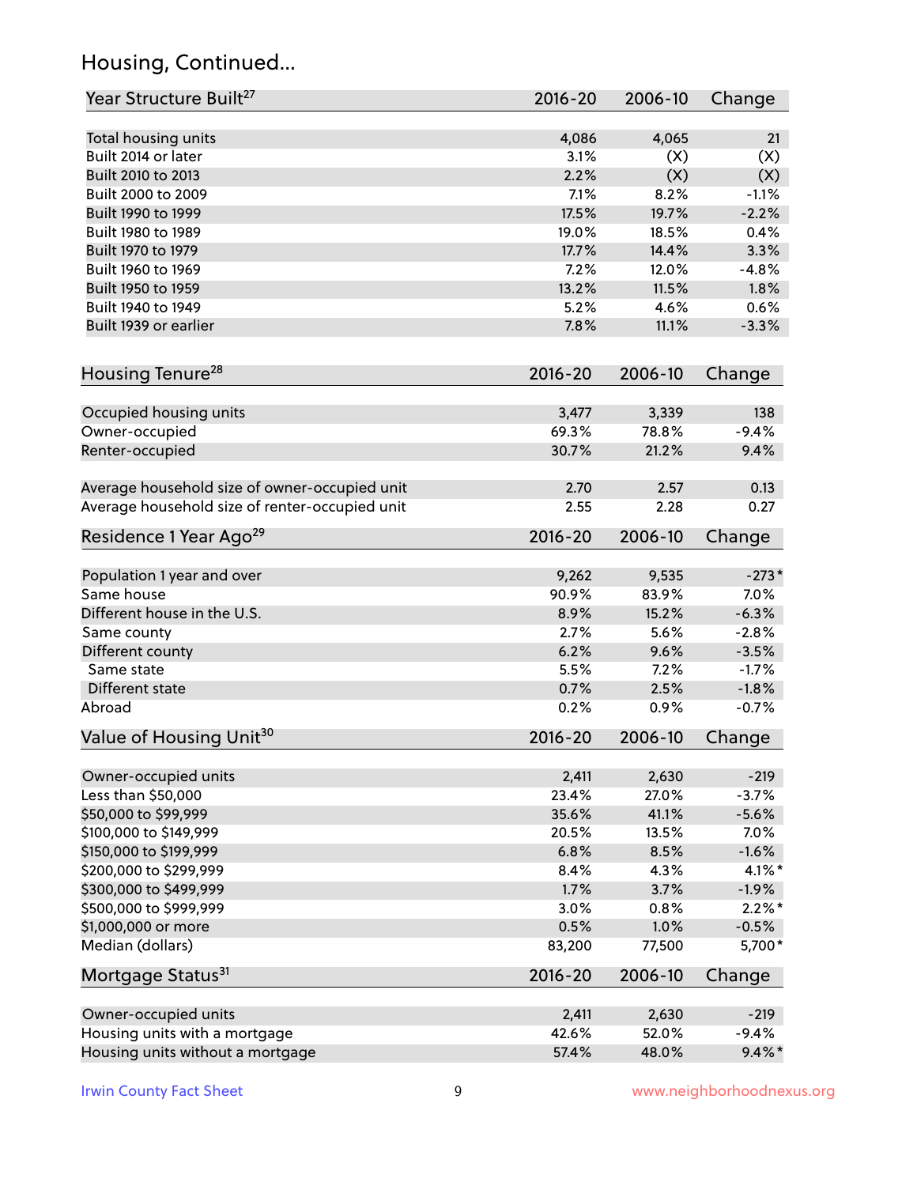## Housing, Continued...

| Year Structure Built[27] | 2016-20 | 2006-10 | Change |
|---|---|---|---|
| Total housing units | 4,086 | 4,065 | 21 |
| Built 2014 or later | 3.1% | (X) | (X) |
| Built 2010 to 2013 | 2.2% | (X) | (X) |
| Built 2000 to 2009 | 7.1% | 8.2% | -1.1% |
| Built 1990 to 1999 | 17.5% | 19.7% | -2.2% |
| Built 1980 to 1989 | 19.0% | 18.5% | 0.4% |
| Built 1970 to 1979 | 17.7% | 14.4% | 3.3% |
| Built 1960 to 1969 | 7.2% | 12.0% | -4.8% |
| Built 1950 to 1959 | 13.2% | 11.5% | 1.8% |
| Built 1940 to 1949 | 5.2% | 4.6% | 0.6% |
| Built 1939 or earlier | 7.8% | 11.1% | -3.3% |

| Housing Tenure[28] | 2016-20 | 2006-10 | Change |
|---|---|---|---|
| Occupied housing units | 3,477 | 3,339 | 138 |
| Owner-occupied | 69.3% | 78.8% | -9.4% |
| Renter-occupied | 30.7% | 21.2% | 9.4% |
| Average household size of owner-occupied unit | 2.70 | 2.57 | 0.13 |
| Average household size of renter-occupied unit | 2.55 | 2.28 | 0.27 |

| Residence 1 Year Ago[29] | 2016-20 | 2006-10 | Change |
|---|---|---|---|
| Population 1 year and over | 9,262 | 9,535 | -273* |
| Same house | 90.9% | 83.9% | 7.0% |
| Different house in the U.S. | 8.9% | 15.2% | -6.3% |
| Same county | 2.7% | 5.6% | -2.8% |
| Different county | 6.2% | 9.6% | -3.5% |
| Same state | 5.5% | 7.2% | -1.7% |
| Different state | 0.7% | 2.5% | -1.8% |
| Abroad | 0.2% | 0.9% | -0.7% |

| Value of Housing Unit[30] | 2016-20 | 2006-10 | Change |
|---|---|---|---|
| Owner-occupied units | 2,411 | 2,630 | -219 |
| Less than $50,000 | 23.4% | 27.0% | -3.7% |
| $50,000 to $99,999 | 35.6% | 41.1% | -5.6% |
| $100,000 to $149,999 | 20.5% | 13.5% | 7.0% |
| $150,000 to $199,999 | 6.8% | 8.5% | -1.6% |
| $200,000 to $299,999 | 8.4% | 4.3% | 4.1%* |
| $300,000 to $499,999 | 1.7% | 3.7% | -1.9% |
| $500,000 to $999,999 | 3.0% | 0.8% | 2.2%* |
| $1,000,000 or more | 0.5% | 1.0% | -0.5% |
| Median (dollars) | 83,200 | 77,500 | 5,700* |

| Mortgage Status[31] | 2016-20 | 2006-10 | Change |
|---|---|---|---|
| Owner-occupied units | 2,411 | 2,630 | -219 |
| Housing units with a mortgage | 42.6% | 52.0% | -9.4% |
| Housing units without a mortgage | 57.4% | 48.0% | 9.4%* |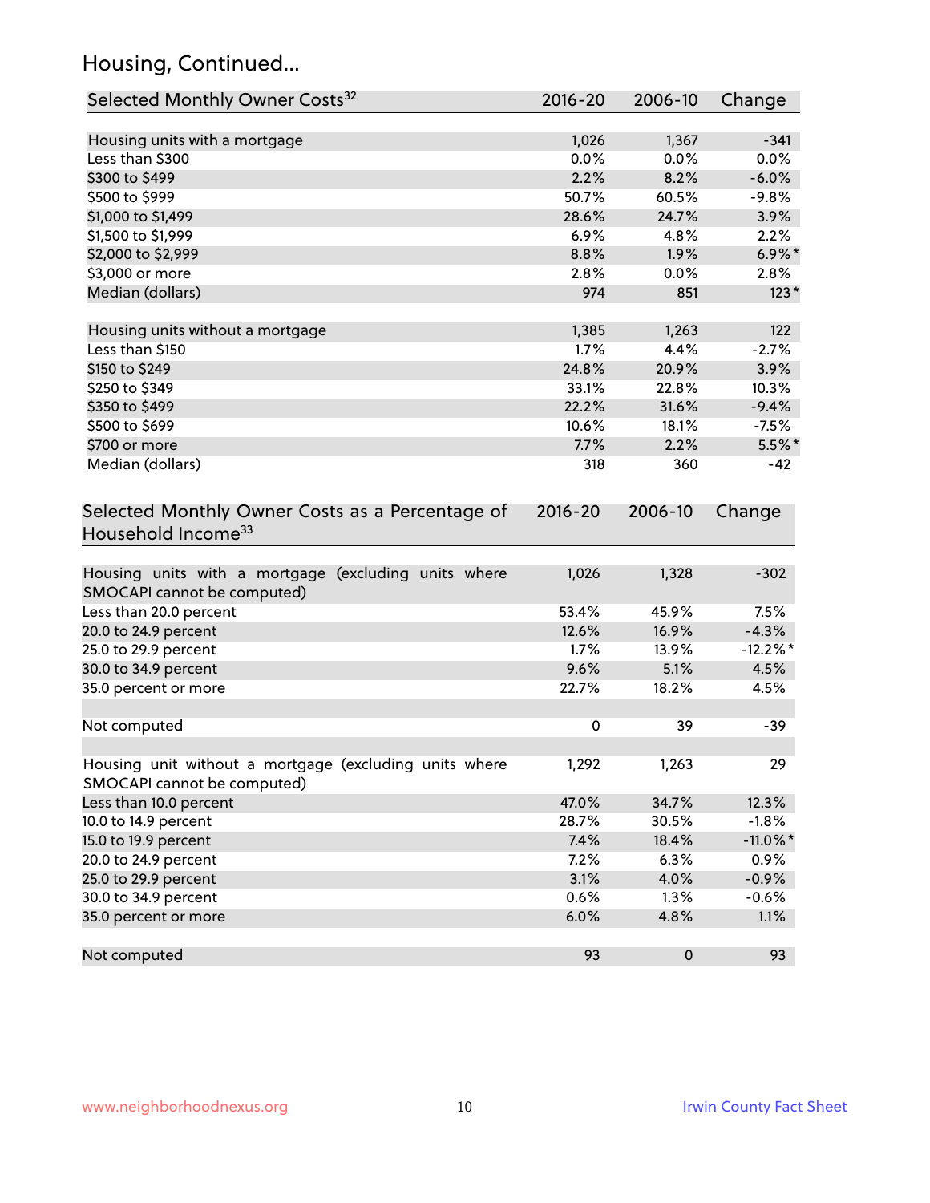## Housing, Continued...

| Selected Monthly Owner Costs[32] | 2016-20 | 2006-10 | Change |
|---|---|---|---|
| Housing units with a mortgage | 1,026 | 1,367 | -341 |
| Less than $300 | 0.0% | 0.0% | 0.0% |
| $300 to $499 | 2.2% | 8.2% | -6.0% |
| $500 to $999 | 50.7% | 60.5% | -9.8% |
| $1,000 to $1,499 | 28.6% | 24.7% | 3.9% |
| $1,500 to $1,999 | 6.9% | 4.8% | 2.2% |
| $2,000 to $2,999 | 8.8% | 1.9% | 6.9%* |
| $3,000 or more | 2.8% | 0.0% | 2.8% |
| Median (dollars) | 974 | 851 | 123* |
| Housing units without a mortgage | 1,385 | 1,263 | 122 |
| Less than $150 | 1.7% | 4.4% | -2.7% |
| $150 to $249 | 24.8% | 20.9% | 3.9% |
| $250 to $349 | 33.1% | 22.8% | 10.3% |
| $350 to $499 | 22.2% | 31.6% | -9.4% |
| $500 to $699 | 10.6% | 18.1% | -7.5% |
| $700 or more | 7.7% | 2.2% | 5.5%* |
| Median (dollars) | 318 | 360 | -42 |

| Selected Monthly Owner Costs as a Percentage of Household Income[33] | 2016-20 | 2006-10 | Change |
|---|---|---|---|
| Housing units with a mortgage (excluding units where SMOCAPI cannot be computed) | 1,026 | 1,328 | -302 |
| Less than 20.0 percent | 53.4% | 45.9% | 7.5% |
| 20.0 to 24.9 percent | 12.6% | 16.9% | -4.3% |
| 25.0 to 29.9 percent | 1.7% | 13.9% | -12.2%* |
| 30.0 to 34.9 percent | 9.6% | 5.1% | 4.5% |
| 35.0 percent or more | 22.7% | 18.2% | 4.5% |
| Not computed | 0 | 39 | -39 |
| Housing unit without a mortgage (excluding units where SMOCAPI cannot be computed) | 1,292 | 1,263 | 29 |
| Less than 10.0 percent | 47.0% | 34.7% | 12.3% |
| 10.0 to 14.9 percent | 28.7% | 30.5% | -1.8% |
| 15.0 to 19.9 percent | 7.4% | 18.4% | -11.0%* |
| 20.0 to 24.9 percent | 7.2% | 6.3% | 0.9% |
| 25.0 to 29.9 percent | 3.1% | 4.0% | -0.9% |
| 30.0 to 34.9 percent | 0.6% | 1.3% | -0.6% |
| 35.0 percent or more | 6.0% | 4.8% | 1.1% |
| Not computed | 93 | 0 | 93 |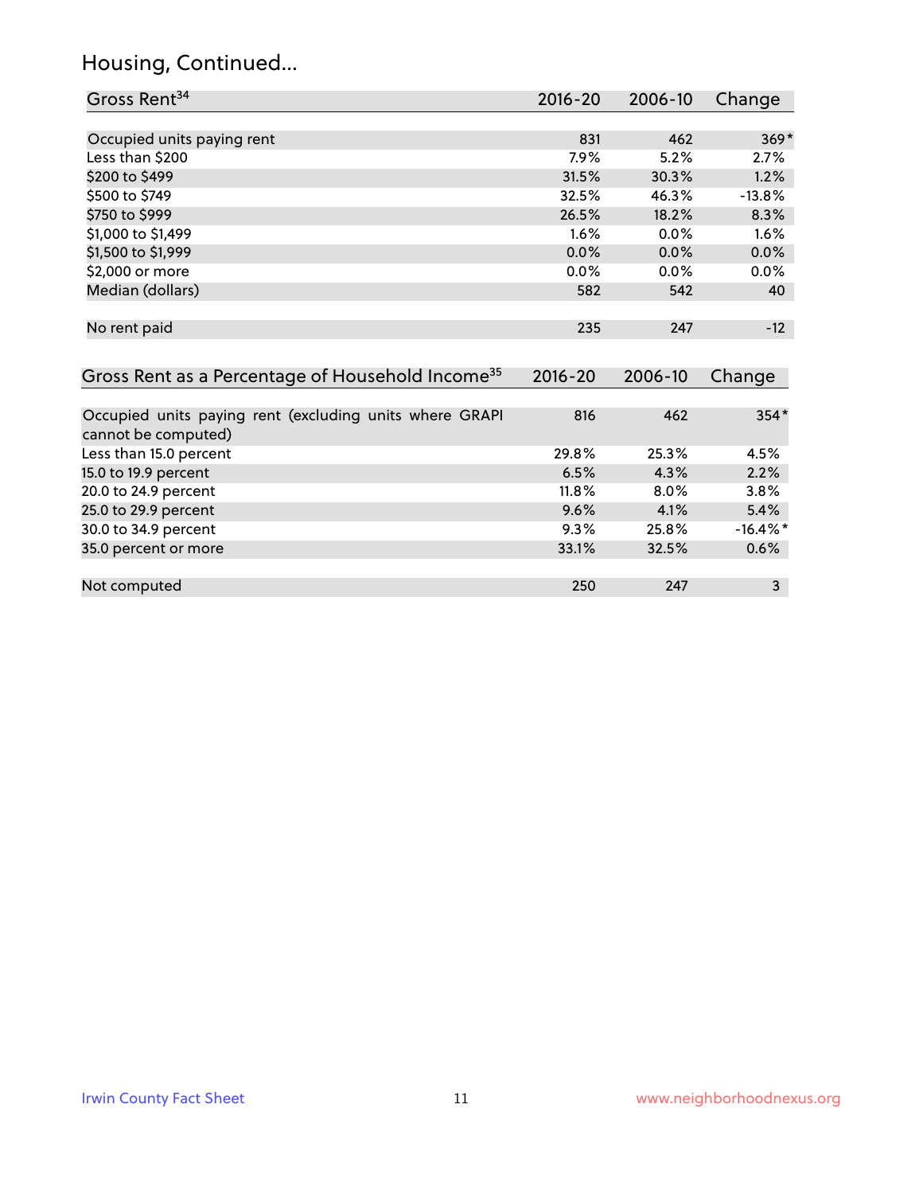## Housing, Continued...

| Gross Rent[34] | 2016-20 | 2006-10 | Change |
|---|---|---|---|
| Occupied units paying rent | 831 | 462 | 369* |
| Less than $200 | 7.9% | 5.2% | 2.7% |
| $200 to $499 | 31.5% | 30.3% | 1.2% |
| $500 to $749 | 32.5% | 46.3% | -13.8% |
| $750 to $999 | 26.5% | 18.2% | 8.3% |
| $1,000 to $1,499 | 1.6% | 0.0% | 1.6% |
| $1,500 to $1,999 | 0.0% | 0.0% | 0.0% |
| $2,000 or more | 0.0% | 0.0% | 0.0% |
| Median (dollars) | 582 | 542 | 40 |
| No rent paid | 235 | 247 | -12 |

| Gross Rent as a Percentage of Household Income[35] | 2016-20 | 2006-10 | Change |
|---|---|---|---|
| Occupied units paying rent (excluding units where GRAPI cannot be computed) | 816 | 462 | 354* |
| Less than 15.0 percent | 29.8% | 25.3% | 4.5% |
| 15.0 to 19.9 percent | 6.5% | 4.3% | 2.2% |
| 20.0 to 24.9 percent | 11.8% | 8.0% | 3.8% |
| 25.0 to 29.9 percent | 9.6% | 4.1% | 5.4% |
| 30.0 to 34.9 percent | 9.3% | 25.8% | -16.4%* |
| 35.0 percent or more | 33.1% | 32.5% | 0.6% |
| Not computed | 250 | 247 | 3 |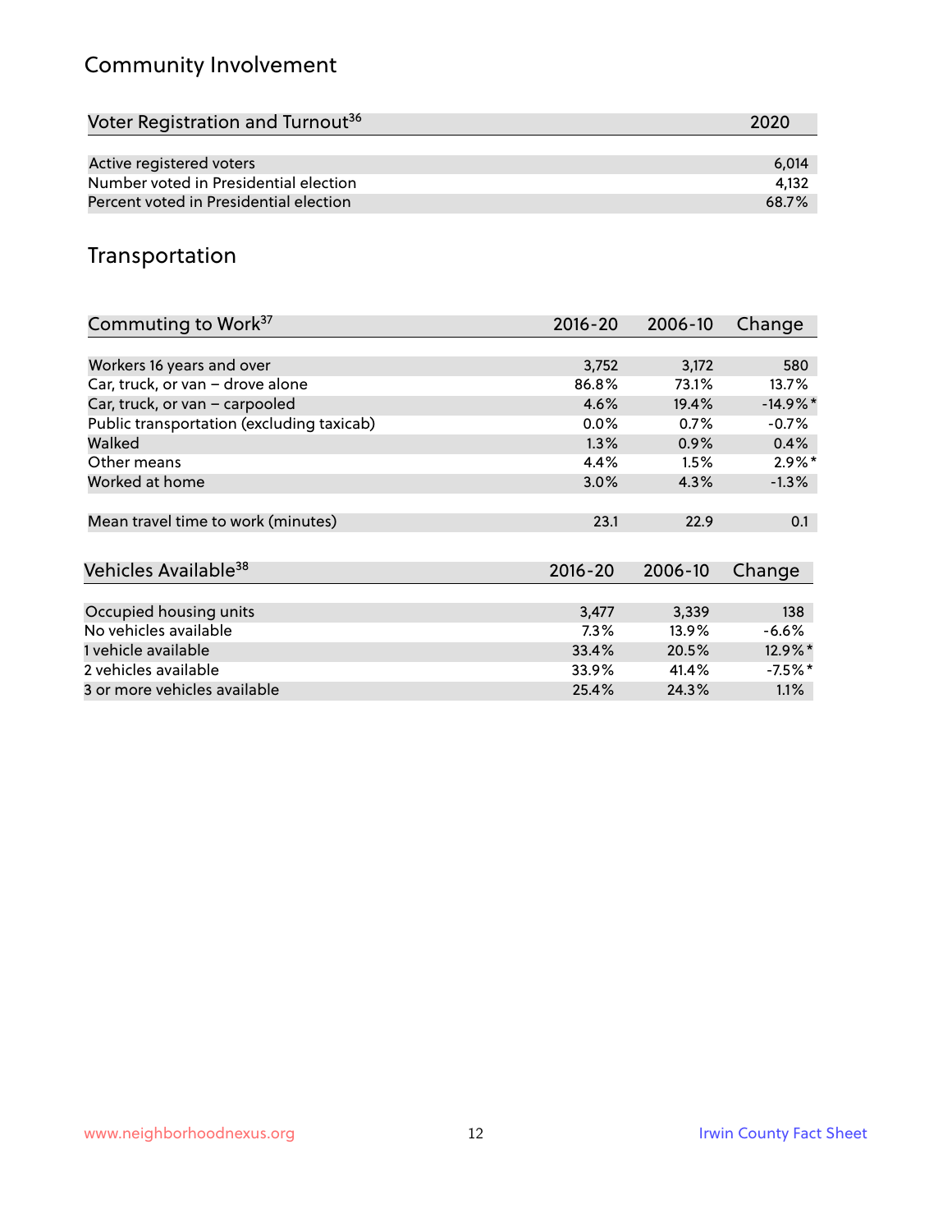## Community Involvement

| Voter Registration and Turnout[36] | 2020 |
|---|---|
| Active registered voters | 6,014 |
| Number voted in Presidential election | 4,132 |
| Percent voted in Presidential election | 68.7% |

## Transportation

| Commuting to Work[37] | 2016-20 | 2006-10 | Change |
|---|---|---|---|
| Workers 16 years and over | 3,752 | 3,172 | 580 |
| Car, truck, or van – drove alone | 86.8% | 73.1% | 13.7% |
| Car, truck, or van – carpooled | 4.6% | 19.4% | -14.9%* |
| Public transportation (excluding taxicab) | 0.0% | 0.7% | -0.7% |
| Walked | 1.3% | 0.9% | 0.4% |
| Other means | 4.4% | 1.5% | 2.9%* |
| Worked at home | 3.0% | 4.3% | -1.3% |
| Mean travel time to work (minutes) | 23.1 | 22.9 | 0.1 |

| Vehicles Available[38] | 2016-20 | 2006-10 | Change |
|---|---|---|---|
| Occupied housing units | 3,477 | 3,339 | 138 |
| No vehicles available | 7.3% | 13.9% | -6.6% |
| 1 vehicle available | 33.4% | 20.5% | 12.9%* |
| 2 vehicles available | 33.9% | 41.4% | -7.5%* |
| 3 or more vehicles available | 25.4% | 24.3% | 1.1% |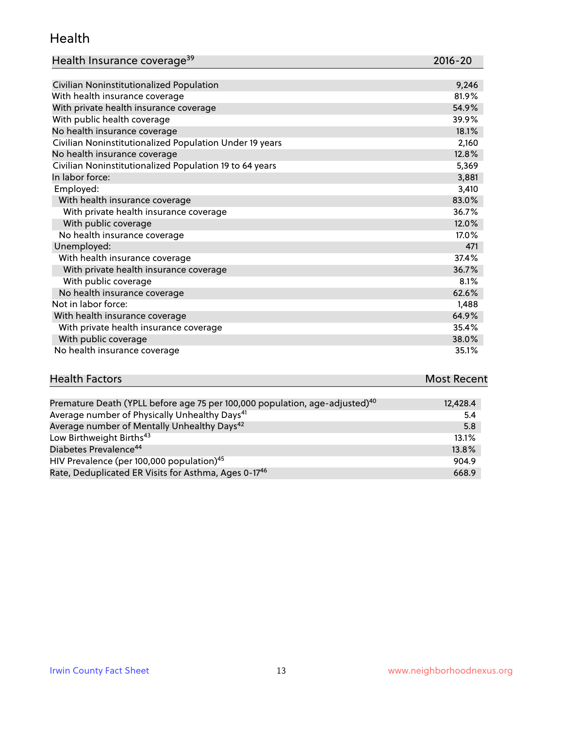## Health

| Health Insurance coverage[39] | 2016-20 |
|---|---|
| Civilian Noninstitutionalized Population | 9,246 |
| With health insurance coverage | 81.9% |
| With private health insurance coverage | 54.9% |
| With public health coverage | 39.9% |
| No health insurance coverage | 18.1% |
| Civilian Noninstitutionalized Population Under 19 years | 2,160 |
| No health insurance coverage | 12.8% |
| Civilian Noninstitutionalized Population 19 to 64 years | 5,369 |
| In labor force: | 3,881 |
| Employed: | 3,410 |
| With health insurance coverage | 83.0% |
| With private health insurance coverage | 36.7% |
| With public coverage | 12.0% |
| No health insurance coverage | 17.0% |
| Unemployed: | 471 |
| With health insurance coverage | 37.4% |
| With private health insurance coverage | 36.7% |
| With public coverage | 8.1% |
| No health insurance coverage | 62.6% |
| Not in labor force: | 1,488 |
| With health insurance coverage | 64.9% |
| With private health insurance coverage | 35.4% |
| With public coverage | 38.0% |
| No health insurance coverage | 35.1% |

| Health Factors | Most Recent |
|---|---|
| Premature Death (YPLL before age 75 per 100,000 population, age-adjusted)[40] | 12,428.4 |
| Average number of Physically Unhealthy Days[41] | 5.4 |
| Average number of Mentally Unhealthy Days[42] | 5.8 |
| Low Birthweight Births[43] | 13.1% |
| Diabetes Prevalence[44] | 13.8% |
| HIV Prevalence (per 100,000 population)[45] | 904.9 |
| Rate, Deduplicated ER Visits for Asthma, Ages 0-17[46] | 668.9 |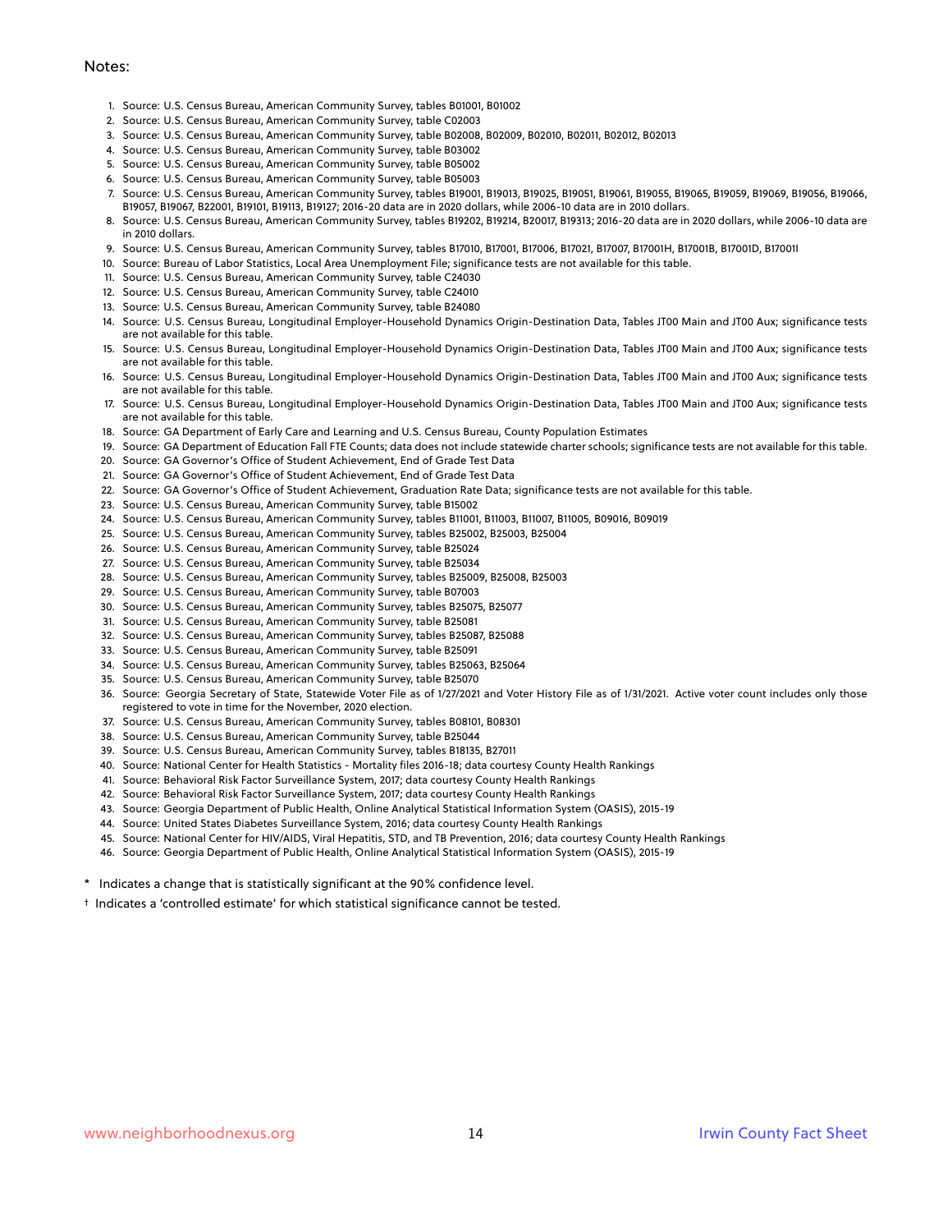Notes:

1. Source: U.S. Census Bureau, American Community Survey, tables B01001, B01002
2. Source: U.S. Census Bureau, American Community Survey, table C02003
3. Source: U.S. Census Bureau, American Community Survey, table B02008, B02009, B02010, B02011, B02012, B02013
4. Source: U.S. Census Bureau, American Community Survey, table B03002
5. Source: U.S. Census Bureau, American Community Survey, table B05002
6. Source: U.S. Census Bureau, American Community Survey, table B05003
7. Source: U.S. Census Bureau, American Community Survey, tables B19001, B19013, B19025, B19051, B19061, B19055, B19065, B19059, B19069, B19056, B19066, B19057, B19067, B22001, B19101, B19113, B19127; 2016-20 data are in 2020 dollars, while 2006-10 data are in 2010 dollars.
8. Source: U.S. Census Bureau, American Community Survey, tables B19202, B19214, B20017, B19313; 2016-20 data are in 2020 dollars, while 2006-10 data are in 2010 dollars.
9. Source: U.S. Census Bureau, American Community Survey, tables B17010, B17001, B17006, B17021, B17007, B17001H, B17001B, B17001D, B17001I
10. Source: Bureau of Labor Statistics, Local Area Unemployment File; significance tests are not available for this table.
11. Source: U.S. Census Bureau, American Community Survey, table C24030
12. Source: U.S. Census Bureau, American Community Survey, table C24010
13. Source: U.S. Census Bureau, American Community Survey, table B24080
14. Source: U.S. Census Bureau, Longitudinal Employer-Household Dynamics Origin-Destination Data, Tables JT00 Main and JT00 Aux; significance tests are not available for this table.
15. Source: U.S. Census Bureau, Longitudinal Employer-Household Dynamics Origin-Destination Data, Tables JT00 Main and JT00 Aux; significance tests are not available for this table.
16. Source: U.S. Census Bureau, Longitudinal Employer-Household Dynamics Origin-Destination Data, Tables JT00 Main and JT00 Aux; significance tests are not available for this table.
17. Source: U.S. Census Bureau, Longitudinal Employer-Household Dynamics Origin-Destination Data, Tables JT00 Main and JT00 Aux; significance tests are not available for this table.
18. Source: GA Department of Early Care and Learning and U.S. Census Bureau, County Population Estimates
19. Source: GA Department of Education Fall FTE Counts; data does not include statewide charter schools; significance tests are not available for this table.
20. Source: GA Governor's Office of Student Achievement, End of Grade Test Data
21. Source: GA Governor's Office of Student Achievement, End of Grade Test Data
22. Source: GA Governor's Office of Student Achievement, Graduation Rate Data; significance tests are not available for this table.
23. Source: U.S. Census Bureau, American Community Survey, table B15002
24. Source: U.S. Census Bureau, American Community Survey, tables B11001, B11003, B11007, B11005, B09016, B09019
25. Source: U.S. Census Bureau, American Community Survey, tables B25002, B25003, B25004
26. Source: U.S. Census Bureau, American Community Survey, table B25024
27. Source: U.S. Census Bureau, American Community Survey, table B25034
28. Source: U.S. Census Bureau, American Community Survey, tables B25009, B25008, B25003
29. Source: U.S. Census Bureau, American Community Survey, table B07003
30. Source: U.S. Census Bureau, American Community Survey, tables B25075, B25077
31. Source: U.S. Census Bureau, American Community Survey, table B25081
32. Source: U.S. Census Bureau, American Community Survey, tables B25087, B25088
33. Source: U.S. Census Bureau, American Community Survey, table B25091
34. Source: U.S. Census Bureau, American Community Survey, tables B25063, B25064
35. Source: U.S. Census Bureau, American Community Survey, table B25070
36. Source: Georgia Secretary of State, Statewide Voter File as of 1/27/2021 and Voter History File as of 1/31/2021. Active voter count includes only those registered to vote in time for the November, 2020 election.
37. Source: U.S. Census Bureau, American Community Survey, tables B08101, B08301
38. Source: U.S. Census Bureau, American Community Survey, table B25044
39. Source: U.S. Census Bureau, American Community Survey, tables B18135, B27011
40. Source: National Center for Health Statistics - Mortality files 2016-18; data courtesy County Health Rankings
41. Source: Behavioral Risk Factor Surveillance System, 2017; data courtesy County Health Rankings
42. Source: Behavioral Risk Factor Surveillance System, 2017; data courtesy County Health Rankings
43. Source: Georgia Department of Public Health, Online Analytical Statistical Information System (OASIS), 2015-19
44. Source: United States Diabetes Surveillance System, 2016; data courtesy County Health Rankings
45. Source: National Center for HIV/AIDS, Viral Hepatitis, STD, and TB Prevention, 2016; data courtesy County Health Rankings
46. Source: Georgia Department of Public Health, Online Analytical Statistical Information System (OASIS), 2015-19

\* Indicates a change that is statistically significant at the 90% confidence level.

† Indicates a 'controlled estimate' for which statistical significance cannot be tested.